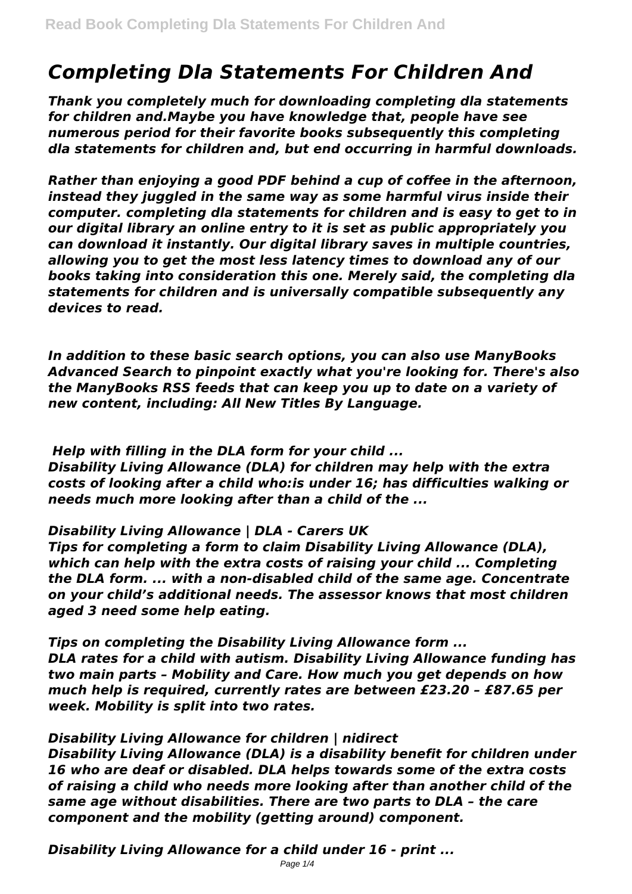# *Completing Dla Statements For Children And*

***Thank you completely much for downloading completing dla statements for children and.Maybe you have knowledge that, people have see numerous period for their favorite books subsequently this completing dla statements for children and, but end occurring in harmful downloads.***

***Rather than enjoying a good PDF behind a cup of coffee in the afternoon, instead they juggled in the same way as some harmful virus inside their computer. completing dla statements for children and is easy to get to in our digital library an online entry to it is set as public appropriately you can download it instantly. Our digital library saves in multiple countries, allowing you to get the most less latency times to download any of our books taking into consideration this one. Merely said, the completing dla statements for children and is universally compatible subsequently any devices to read.***

***In addition to these basic search options, you can also use ManyBooks Advanced Search to pinpoint exactly what you're looking for. There's also the ManyBooks RSS feeds that can keep you up to date on a variety of new content, including: All New Titles By Language.***

***Help with filling in the DLA form for your child ...***

***Disability Living Allowance (DLA) for children may help with the extra costs of looking after a child who:is under 16; has difficulties walking or needs much more looking after than a child of the ...***

***Disability Living Allowance | DLA - Carers UK***

***Tips for completing a form to claim Disability Living Allowance (DLA), which can help with the extra costs of raising your child ... Completing the DLA form. ... with a non-disabled child of the same age. Concentrate on your child's additional needs. The assessor knows that most children aged 3 need some help eating.***

***Tips on completing the Disability Living Allowance form ...***

***DLA rates for a child with autism. Disability Living Allowance funding has two main parts – Mobility and Care. How much you get depends on how much help is required, currently rates are between £23.20 – £87.65 per week. Mobility is split into two rates.***

***Disability Living Allowance for children | nidirect***

***Disability Living Allowance (DLA) is a disability benefit for children under 16 who are deaf or disabled. DLA helps towards some of the extra costs of raising a child who needs more looking after than another child of the same age without disabilities. There are two parts to DLA – the care component and the mobility (getting around) component.***

***Disability Living Allowance for a child under 16 - print ...***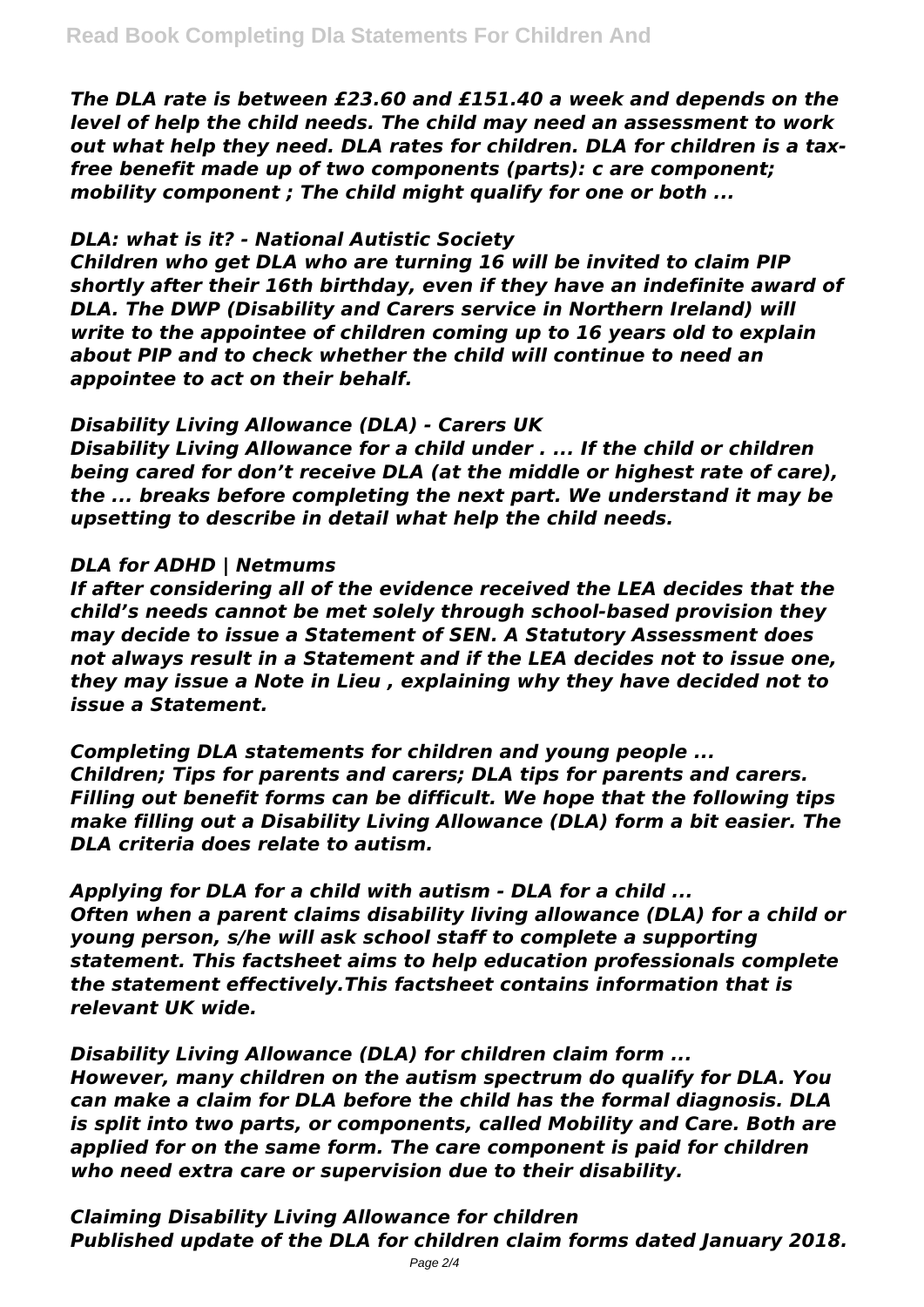*The DLA rate is between £23.60 and £151.40 a week and depends on the level of help the child needs. The child may need an assessment to work out what help they need. DLA rates for children. DLA for children is a tax-free benefit made up of two components (parts): c are component; mobility component ; The child might qualify for one or both ...*

### *DLA: what is it? - National Autistic Society*

*Children who get DLA who are turning 16 will be invited to claim PIP shortly after their 16th birthday, even if they have an indefinite award of DLA. The DWP (Disability and Carers service in Northern Ireland) will write to the appointee of children coming up to 16 years old to explain about PIP and to check whether the child will continue to need an appointee to act on their behalf.*

### *Disability Living Allowance (DLA) - Carers UK*

*Disability Living Allowance for a child under . ... If the child or children being cared for don't receive DLA (at the middle or highest rate of care), the ... breaks before completing the next part. We understand it may be upsetting to describe in detail what help the child needs.*

### *DLA for ADHD | Netmums*

*If after considering all of the evidence received the LEA decides that the child's needs cannot be met solely through school-based provision they may decide to issue a Statement of SEN. A Statutory Assessment does not always result in a Statement and if the LEA decides not to issue one, they may issue a Note in Lieu , explaining why they have decided not to issue a Statement.*

### *Completing DLA statements for children and young people ...*

*Children; Tips for parents and carers; DLA tips for parents and carers. Filling out benefit forms can be difficult. We hope that the following tips make filling out a Disability Living Allowance (DLA) form a bit easier. The DLA criteria does relate to autism.*

### *Applying for DLA for a child with autism - DLA for a child ...*

*Often when a parent claims disability living allowance (DLA) for a child or young person, s/he will ask school staff to complete a supporting statement. This factsheet aims to help education professionals complete the statement effectively.This factsheet contains information that is relevant UK wide.*

### *Disability Living Allowance (DLA) for children claim form ...*

*However, many children on the autism spectrum do qualify for DLA. You can make a claim for DLA before the child has the formal diagnosis. DLA is split into two parts, or components, called Mobility and Care. Both are applied for on the same form. The care component is paid for children who need extra care or supervision due to their disability.*

### *Claiming Disability Living Allowance for children*

*Published update of the DLA for children claim forms dated January 2018.*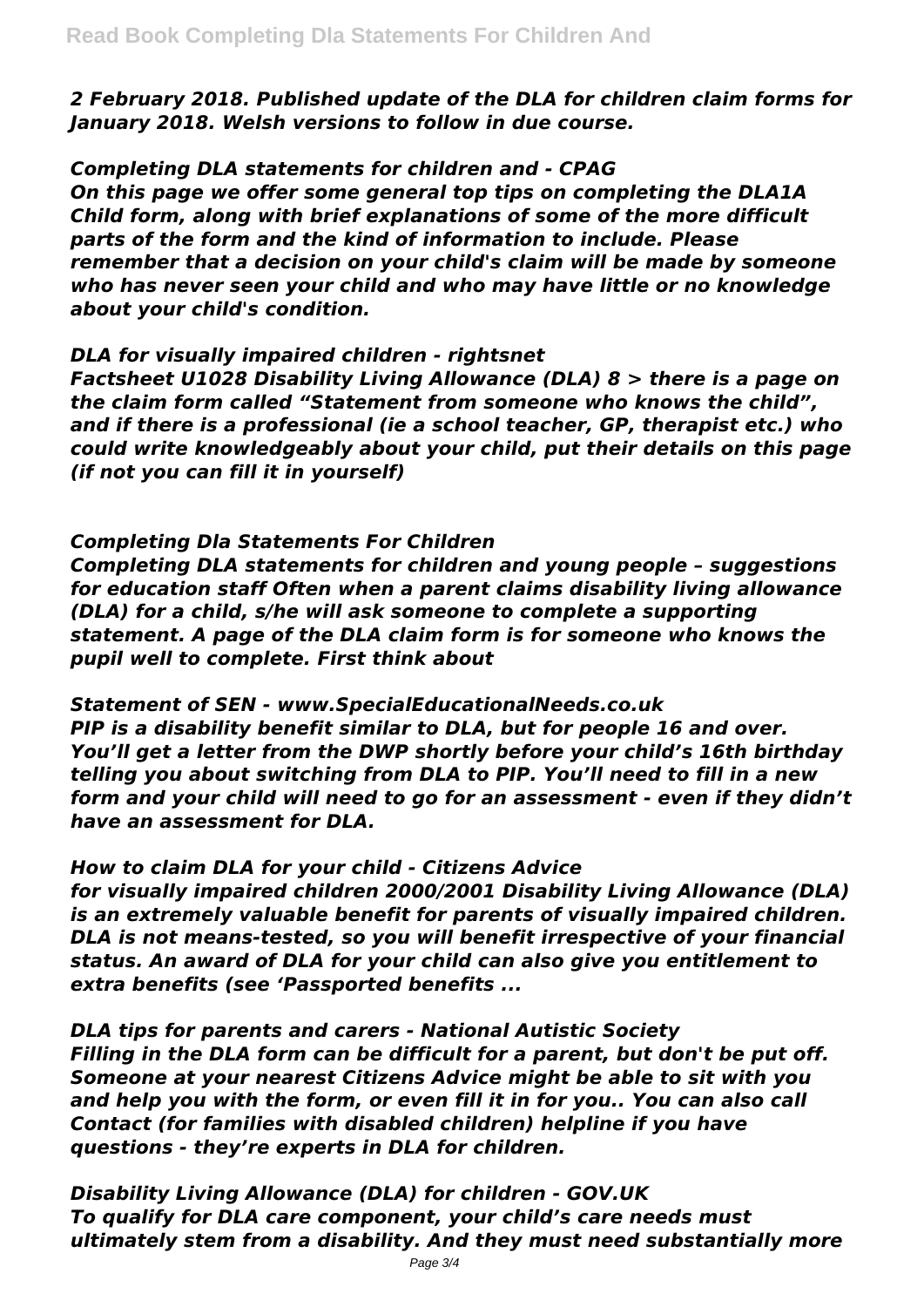*2 February 2018. Published update of the DLA for children claim forms for January 2018. Welsh versions to follow in due course.*

***Completing DLA statements for children and - CPAG***

*On this page we offer some general top tips on completing the DLA1A Child form, along with brief explanations of some of the more difficult parts of the form and the kind of information to include. Please remember that a decision on your child's claim will be made by someone who has never seen your child and who may have little or no knowledge about your child's condition.*

***DLA for visually impaired children - rightsnet***

*Factsheet U1028 Disability Living Allowance (DLA) 8 > there is a page on the claim form called "Statement from someone who knows the child", and if there is a professional (ie a school teacher, GP, therapist etc.) who could write knowledgeably about your child, put their details on this page (if not you can fill it in yourself)*

***Completing Dla Statements For Children***

*Completing DLA statements for children and young people – suggestions for education staff Often when a parent claims disability living allowance (DLA) for a child, s/he will ask someone to complete a supporting statement. A page of the DLA claim form is for someone who knows the pupil well to complete. First think about*

***Statement of SEN - www.SpecialEducationalNeeds.co.uk***

*PIP is a disability benefit similar to DLA, but for people 16 and over. You'll get a letter from the DWP shortly before your child's 16th birthday telling you about switching from DLA to PIP. You'll need to fill in a new form and your child will need to go for an assessment - even if they didn't have an assessment for DLA.*

***How to claim DLA for your child - Citizens Advice***

*for visually impaired children 2000/2001 Disability Living Allowance (DLA) is an extremely valuable benefit for parents of visually impaired children. DLA is not means-tested, so you will benefit irrespective of your financial status. An award of DLA for your child can also give you entitlement to extra benefits (see 'Passported benefits ...*

***DLA tips for parents and carers - National Autistic Society***

*Filling in the DLA form can be difficult for a parent, but don't be put off. Someone at your nearest Citizens Advice might be able to sit with you and help you with the form, or even fill it in for you.. You can also call Contact (for families with disabled children) helpline if you have questions - they're experts in DLA for children.*

***Disability Living Allowance (DLA) for children - GOV.UK***

*To qualify for DLA care component, your child's care needs must ultimately stem from a disability. And they must need substantially more*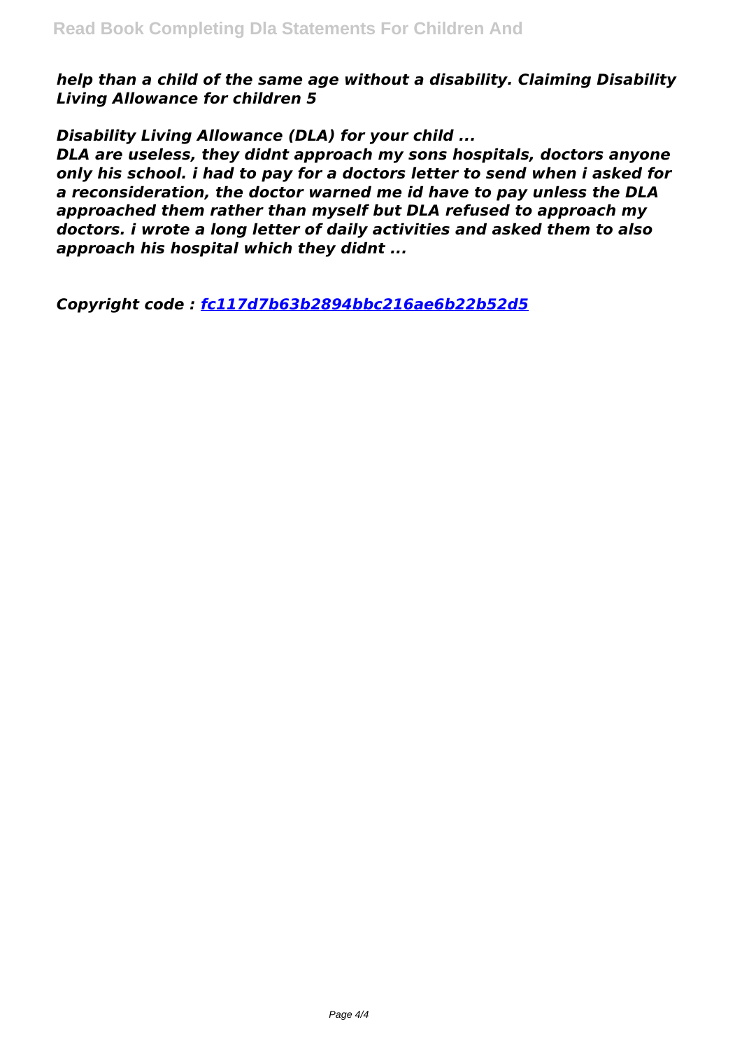***help than a child of the same age without a disability. Claiming Disability Living Allowance for children 5***

***Disability Living Allowance (DLA) for your child ...***

***DLA are useless, they didnt approach my sons hospitals, doctors anyone only his school. i had to pay for a doctors letter to send when i asked for a reconsideration, the doctor warned me id have to pay unless the DLA approached them rather than myself but DLA refused to approach my doctors. i wrote a long letter of daily activities and asked them to also approach his hospital which they didnt ...***

***Copyright code : fc117d7b63b2894bbc216ae6b22b52d5***